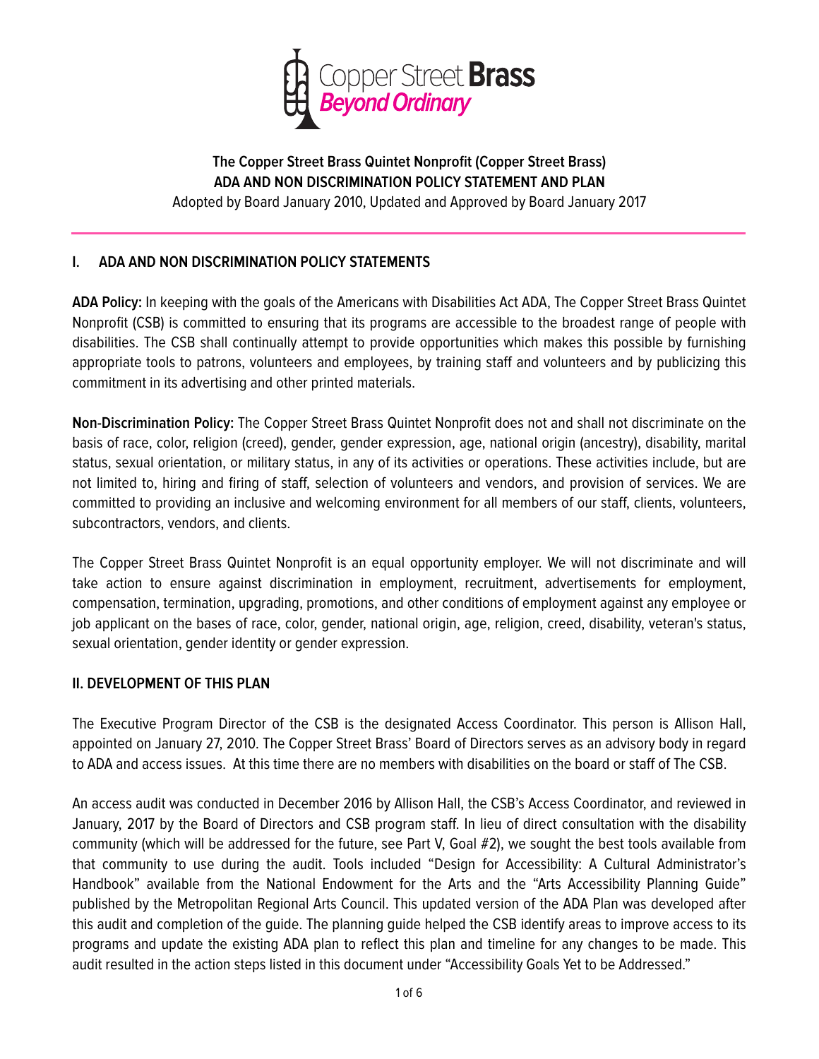Copper Street **Brass**
*Beyond Ordinary*

**The Copper Street Brass Quintet Nonprofit (Copper Street Brass)**
**ADA AND NON DISCRIMINATION POLICY STATEMENT AND PLAN**
Adopted by Board January 2010, Updated and Approved by Board January 2017

## I. ADA AND NON DISCRIMINATION POLICY STATEMENTS

**ADA Policy:** In keeping with the goals of the Americans with Disabilities Act ADA, The Copper Street Brass Quintet Nonprofit (CSB) is committed to ensuring that its programs are accessible to the broadest range of people with disabilities. The CSB shall continually attempt to provide opportunities which makes this possible by furnishing appropriate tools to patrons, volunteers and employees, by training staff and volunteers and by publicizing this commitment in its advertising and other printed materials.

**Non-Discrimination Policy:** The Copper Street Brass Quintet Nonprofit does not and shall not discriminate on the basis of race, color, religion (creed), gender, gender expression, age, national origin (ancestry), disability, marital status, sexual orientation, or military status, in any of its activities or operations. These activities include, but are not limited to, hiring and firing of staff, selection of volunteers and vendors, and provision of services. We are committed to providing an inclusive and welcoming environment for all members of our staff, clients, volunteers, subcontractors, vendors, and clients.

The Copper Street Brass Quintet Nonprofit is an equal opportunity employer. We will not discriminate and will take action to ensure against discrimination in employment, recruitment, advertisements for employment, compensation, termination, upgrading, promotions, and other conditions of employment against any employee or job applicant on the bases of race, color, gender, national origin, age, religion, creed, disability, veteran's status, sexual orientation, gender identity or gender expression.

## II. DEVELOPMENT OF THIS PLAN

The Executive Program Director of the CSB is the designated Access Coordinator. This person is Allison Hall, appointed on January 27, 2010. The Copper Street Brass' Board of Directors serves as an advisory body in regard to ADA and access issues. At this time there are no members with disabilities on the board or staff of The CSB.

An access audit was conducted in December 2016 by Allison Hall, the CSB's Access Coordinator, and reviewed in January, 2017 by the Board of Directors and CSB program staff. In lieu of direct consultation with the disability community (which will be addressed for the future, see Part V, Goal #2), we sought the best tools available from that community to use during the audit. Tools included "Design for Accessibility: A Cultural Administrator's Handbook" available from the National Endowment for the Arts and the "Arts Accessibility Planning Guide" published by the Metropolitan Regional Arts Council. This updated version of the ADA Plan was developed after this audit and completion of the guide. The planning guide helped the CSB identify areas to improve access to its programs and update the existing ADA plan to reflect this plan and timeline for any changes to be made. This audit resulted in the action steps listed in this document under "Accessibility Goals Yet to be Addressed."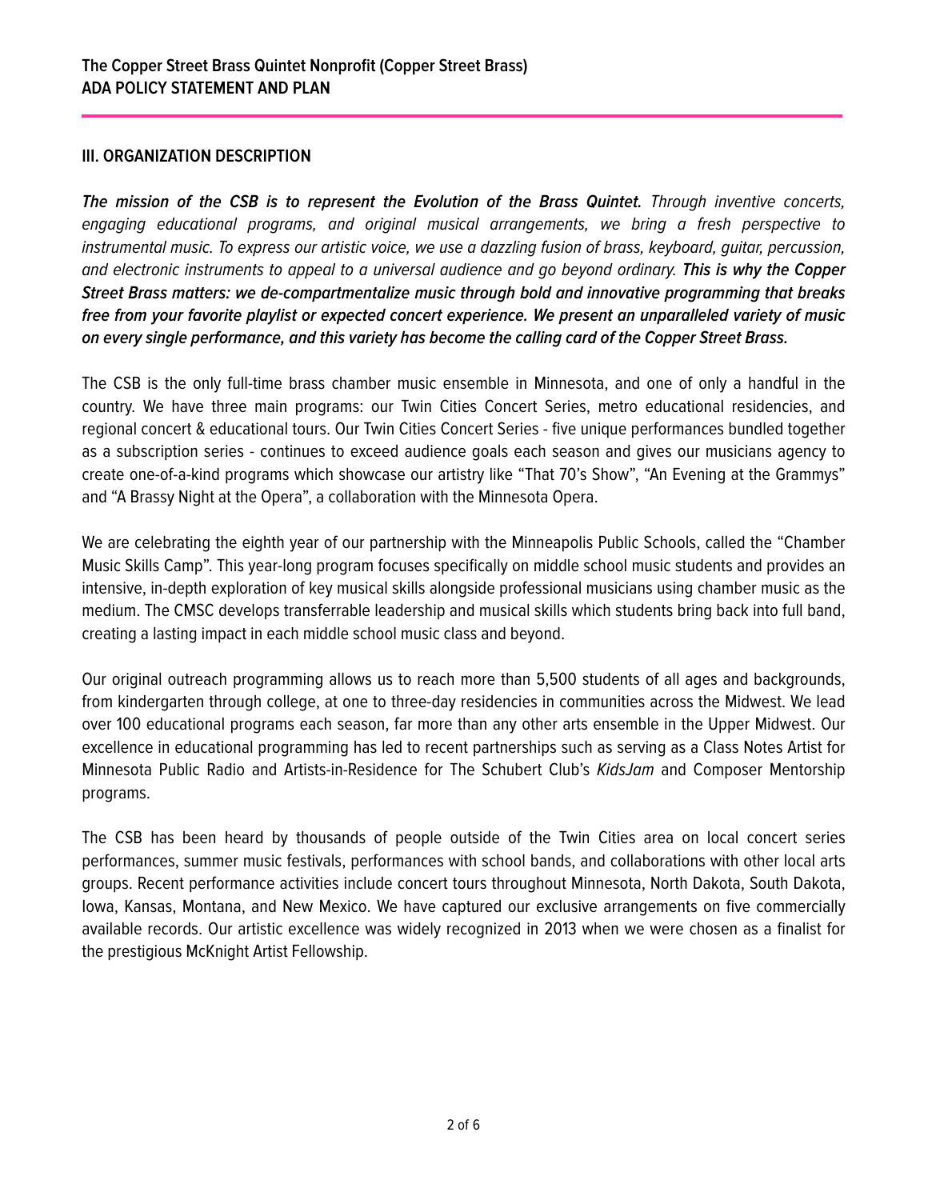## III. ORGANIZATION DESCRIPTION

***The mission of the CSB is to represent the Evolution of the Brass Quintet.*** *Through inventive concerts, engaging educational programs, and original musical arrangements, we bring a fresh perspective to instrumental music. To express our artistic voice, we use a dazzling fusion of brass, keyboard, guitar, percussion, and electronic instruments to appeal to a universal audience and go beyond ordinary.* ***This is why the Copper Street Brass matters: we de-compartmentalize music through bold and innovative programming that breaks free from your favorite playlist or expected concert experience. We present an unparalleled variety of music on every single performance, and this variety has become the calling card of the Copper Street Brass.***

The CSB is the only full-time brass chamber music ensemble in Minnesota, and one of only a handful in the country. We have three main programs: our Twin Cities Concert Series, metro educational residencies, and regional concert & educational tours. Our Twin Cities Concert Series - five unique performances bundled together as a subscription series - continues to exceed audience goals each season and gives our musicians agency to create one-of-a-kind programs which showcase our artistry like "That 70's Show", "An Evening at the Grammys" and "A Brassy Night at the Opera", a collaboration with the Minnesota Opera.

We are celebrating the eighth year of our partnership with the Minneapolis Public Schools, called the "Chamber Music Skills Camp". This year-long program focuses specifically on middle school music students and provides an intensive, in-depth exploration of key musical skills alongside professional musicians using chamber music as the medium. The CMSC develops transferrable leadership and musical skills which students bring back into full band, creating a lasting impact in each middle school music class and beyond.

Our original outreach programming allows us to reach more than 5,500 students of all ages and backgrounds, from kindergarten through college, at one to three-day residencies in communities across the Midwest. We lead over 100 educational programs each season, far more than any other arts ensemble in the Upper Midwest. Our excellence in educational programming has led to recent partnerships such as serving as a Class Notes Artist for Minnesota Public Radio and Artists-in-Residence for The Schubert Club's *KidsJam* and Composer Mentorship programs.

The CSB has been heard by thousands of people outside of the Twin Cities area on local concert series performances, summer music festivals, performances with school bands, and collaborations with other local arts groups. Recent performance activities include concert tours throughout Minnesota, North Dakota, South Dakota, Iowa, Kansas, Montana, and New Mexico. We have captured our exclusive arrangements on five commercially available records. Our artistic excellence was widely recognized in 2013 when we were chosen as a finalist for the prestigious McKnight Artist Fellowship.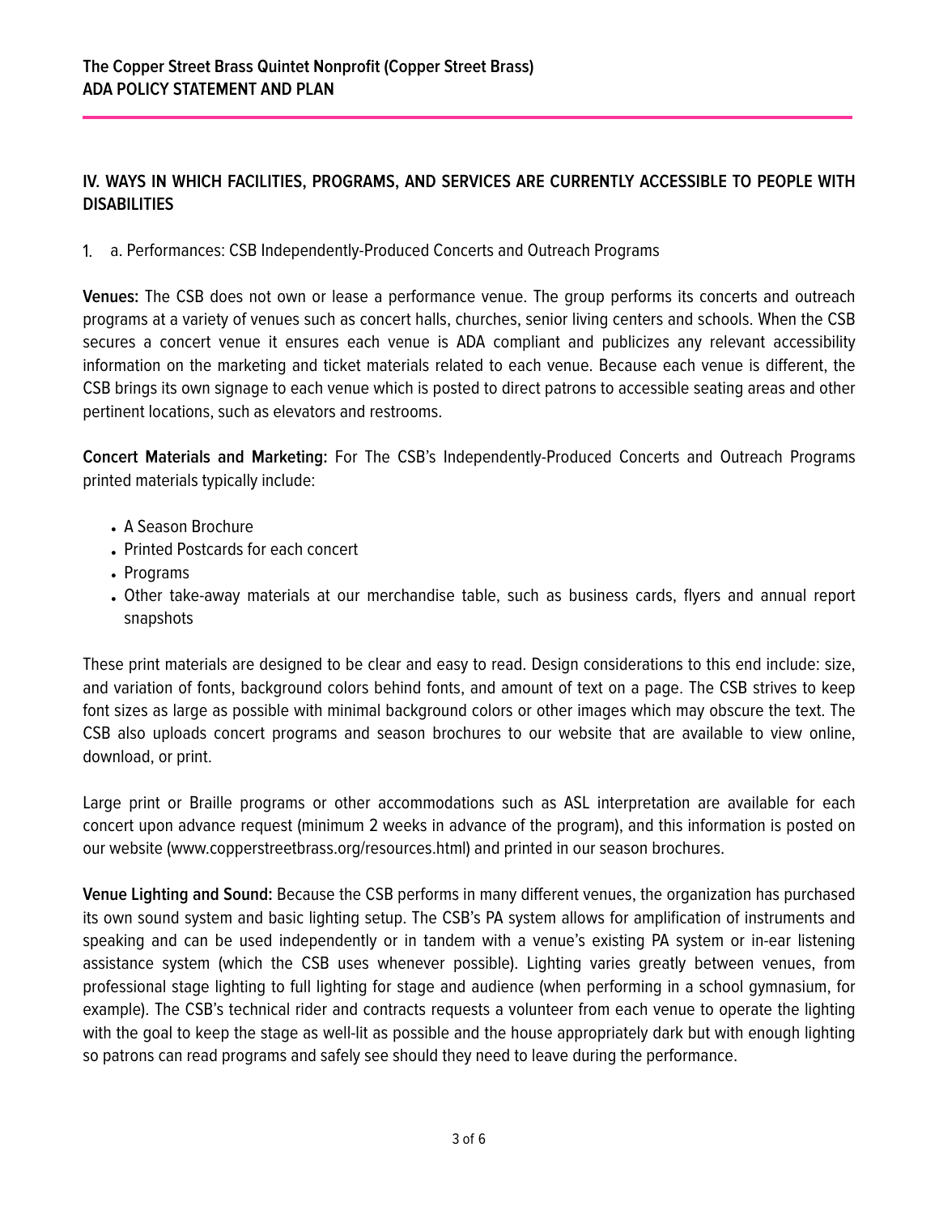**The Copper Street Brass Quintet Nonprofit (Copper Street Brass)**
**ADA POLICY STATEMENT AND PLAN**

## IV. WAYS IN WHICH FACILITIES, PROGRAMS, AND SERVICES ARE CURRENTLY ACCESSIBLE TO PEOPLE WITH DISABILITIES

1. a. Performances: CSB Independently-Produced Concerts and Outreach Programs

**Venues:** The CSB does not own or lease a performance venue. The group performs its concerts and outreach programs at a variety of venues such as concert halls, churches, senior living centers and schools. When the CSB secures a concert venue it ensures each venue is ADA compliant and publicizes any relevant accessibility information on the marketing and ticket materials related to each venue. Because each venue is different, the CSB brings its own signage to each venue which is posted to direct patrons to accessible seating areas and other pertinent locations, such as elevators and restrooms.

**Concert Materials and Marketing:** For The CSB's Independently-Produced Concerts and Outreach Programs printed materials typically include:

- A Season Brochure
- Printed Postcards for each concert
- Programs
- Other take-away materials at our merchandise table, such as business cards, flyers and annual report snapshots

These print materials are designed to be clear and easy to read. Design considerations to this end include: size, and variation of fonts, background colors behind fonts, and amount of text on a page. The CSB strives to keep font sizes as large as possible with minimal background colors or other images which may obscure the text. The CSB also uploads concert programs and season brochures to our website that are available to view online, download, or print.

Large print or Braille programs or other accommodations such as ASL interpretation are available for each concert upon advance request (minimum 2 weeks in advance of the program), and this information is posted on our website (www.copperstreetbrass.org/resources.html) and printed in our season brochures.

**Venue Lighting and Sound:** Because the CSB performs in many different venues, the organization has purchased its own sound system and basic lighting setup. The CSB's PA system allows for amplification of instruments and speaking and can be used independently or in tandem with a venue's existing PA system or in-ear listening assistance system (which the CSB uses whenever possible). Lighting varies greatly between venues, from professional stage lighting to full lighting for stage and audience (when performing in a school gymnasium, for example). The CSB's technical rider and contracts requests a volunteer from each venue to operate the lighting with the goal to keep the stage as well-lit as possible and the house appropriately dark but with enough lighting so patrons can read programs and safely see should they need to leave during the performance.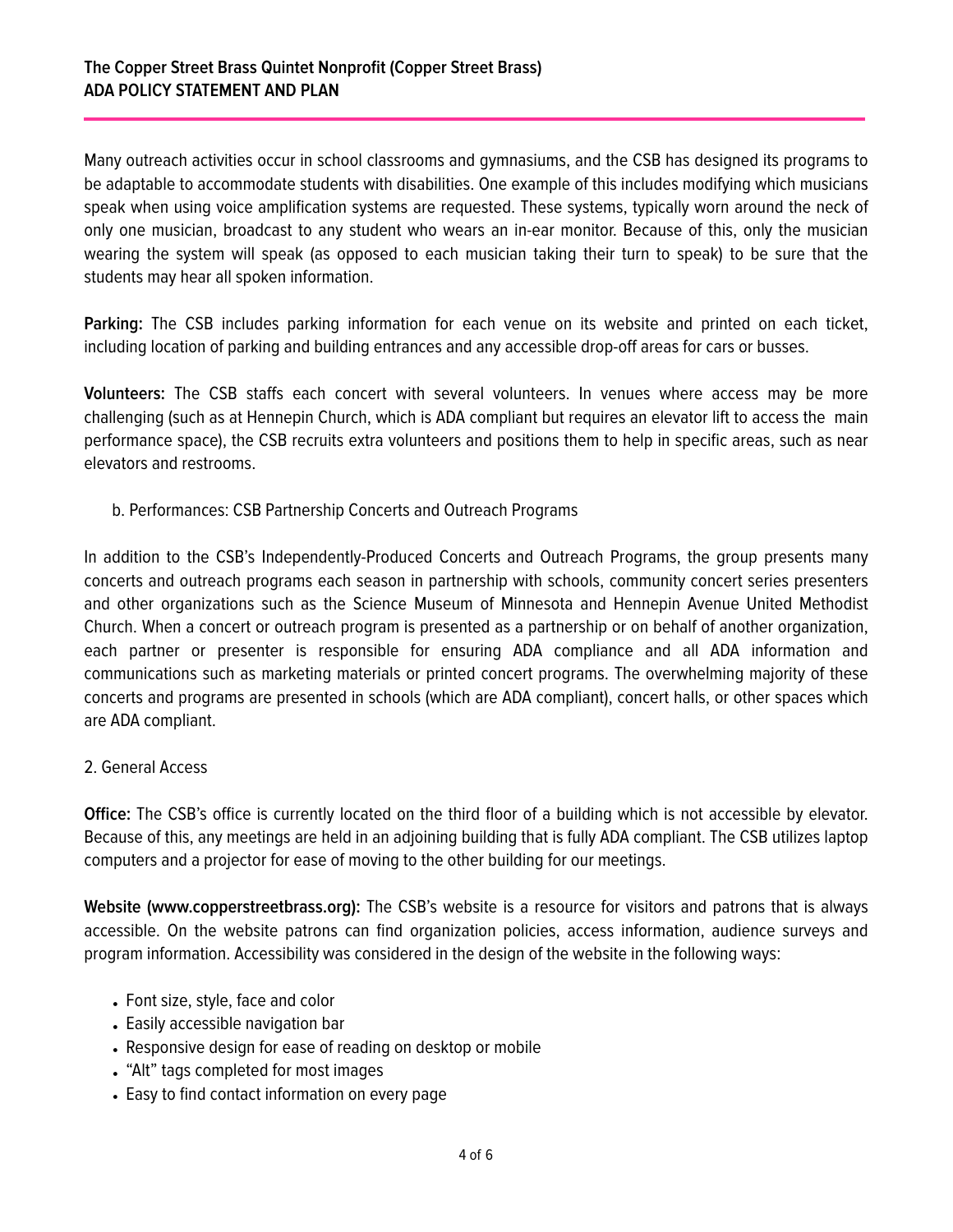Many outreach activities occur in school classrooms and gymnasiums, and the CSB has designed its programs to be adaptable to accommodate students with disabilities. One example of this includes modifying which musicians speak when using voice amplification systems are requested. These systems, typically worn around the neck of only one musician, broadcast to any student who wears an in-ear monitor. Because of this, only the musician wearing the system will speak (as opposed to each musician taking their turn to speak) to be sure that the students may hear all spoken information.

**Parking:** The CSB includes parking information for each venue on its website and printed on each ticket, including location of parking and building entrances and any accessible drop-off areas for cars or busses.

**Volunteers:** The CSB staffs each concert with several volunteers. In venues where access may be more challenging (such as at Hennepin Church, which is ADA compliant but requires an elevator lift to access the main performance space), the CSB recruits extra volunteers and positions them to help in specific areas, such as near elevators and restrooms.

b. Performances: CSB Partnership Concerts and Outreach Programs

In addition to the CSB's Independently-Produced Concerts and Outreach Programs, the group presents many concerts and outreach programs each season in partnership with schools, community concert series presenters and other organizations such as the Science Museum of Minnesota and Hennepin Avenue United Methodist Church. When a concert or outreach program is presented as a partnership or on behalf of another organization, each partner or presenter is responsible for ensuring ADA compliance and all ADA information and communications such as marketing materials or printed concert programs. The overwhelming majority of these concerts and programs are presented in schools (which are ADA compliant), concert halls, or other spaces which are ADA compliant.

2. General Access

**Office:** The CSB's office is currently located on the third floor of a building which is not accessible by elevator. Because of this, any meetings are held in an adjoining building that is fully ADA compliant. The CSB utilizes laptop computers and a projector for ease of moving to the other building for our meetings.

**Website (www.copperstreetbrass.org):** The CSB's website is a resource for visitors and patrons that is always accessible. On the website patrons can find organization policies, access information, audience surveys and program information. Accessibility was considered in the design of the website in the following ways:

- Font size, style, face and color
- Easily accessible navigation bar
- Responsive design for ease of reading on desktop or mobile
- "Alt" tags completed for most images
- Easy to find contact information on every page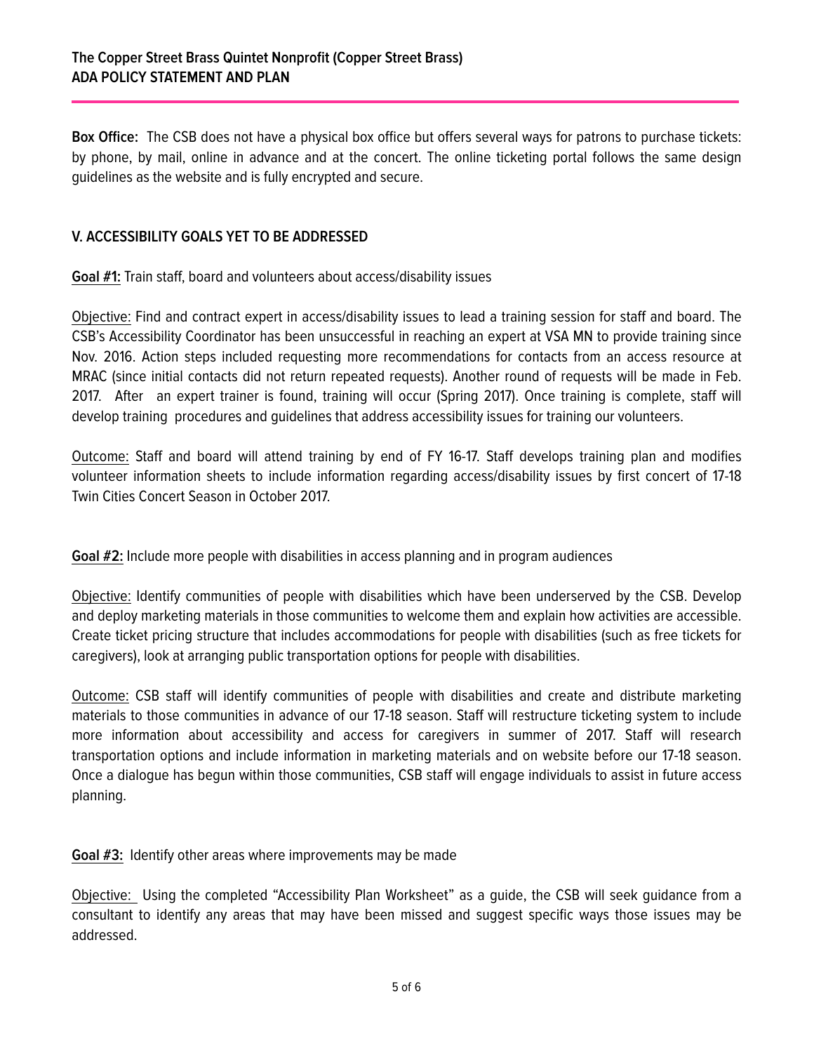**Box Office:** The CSB does not have a physical box office but offers several ways for patrons to purchase tickets: by phone, by mail, online in advance and at the concert. The online ticketing portal follows the same design guidelines as the website and is fully encrypted and secure.

## V. ACCESSIBILITY GOALS YET TO BE ADDRESSED

**Goal #1:** Train staff, board and volunteers about access/disability issues

Objective: Find and contract expert in access/disability issues to lead a training session for staff and board. The CSB's Accessibility Coordinator has been unsuccessful in reaching an expert at VSA MN to provide training since Nov. 2016. Action steps included requesting more recommendations for contacts from an access resource at MRAC (since initial contacts did not return repeated requests). Another round of requests will be made in Feb. 2017. After an expert trainer is found, training will occur (Spring 2017). Once training is complete, staff will develop training procedures and guidelines that address accessibility issues for training our volunteers.

Outcome: Staff and board will attend training by end of FY 16-17. Staff develops training plan and modifies volunteer information sheets to include information regarding access/disability issues by first concert of 17-18 Twin Cities Concert Season in October 2017.

**Goal #2:** Include more people with disabilities in access planning and in program audiences

Objective: Identify communities of people with disabilities which have been underserved by the CSB. Develop and deploy marketing materials in those communities to welcome them and explain how activities are accessible. Create ticket pricing structure that includes accommodations for people with disabilities (such as free tickets for caregivers), look at arranging public transportation options for people with disabilities.

Outcome: CSB staff will identify communities of people with disabilities and create and distribute marketing materials to those communities in advance of our 17-18 season. Staff will restructure ticketing system to include more information about accessibility and access for caregivers in summer of 2017. Staff will research transportation options and include information in marketing materials and on website before our 17-18 season. Once a dialogue has begun within those communities, CSB staff will engage individuals to assist in future access planning.

**Goal #3:** Identify other areas where improvements may be made

Objective: Using the completed "Accessibility Plan Worksheet" as a guide, the CSB will seek guidance from a consultant to identify any areas that may have been missed and suggest specific ways those issues may be addressed.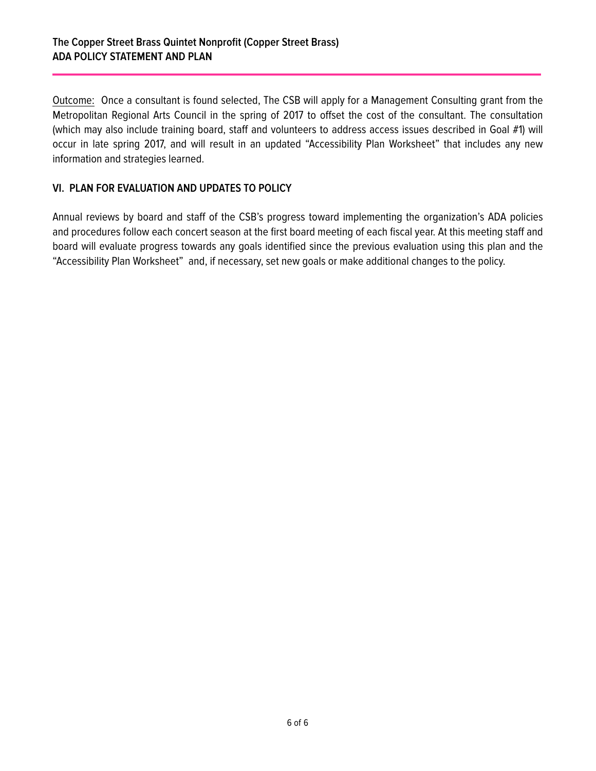Outcome: Once a consultant is found selected, The CSB will apply for a Management Consulting grant from the Metropolitan Regional Arts Council in the spring of 2017 to offset the cost of the consultant. The consultation (which may also include training board, staff and volunteers to address access issues described in Goal #1) will occur in late spring 2017, and will result in an updated "Accessibility Plan Worksheet" that includes any new information and strategies learned.

## VI. PLAN FOR EVALUATION AND UPDATES TO POLICY

Annual reviews by board and staff of the CSB's progress toward implementing the organization's ADA policies and procedures follow each concert season at the first board meeting of each fiscal year. At this meeting staff and board will evaluate progress towards any goals identified since the previous evaluation using this plan and the "Accessibility Plan Worksheet" and, if necessary, set new goals or make additional changes to the policy.